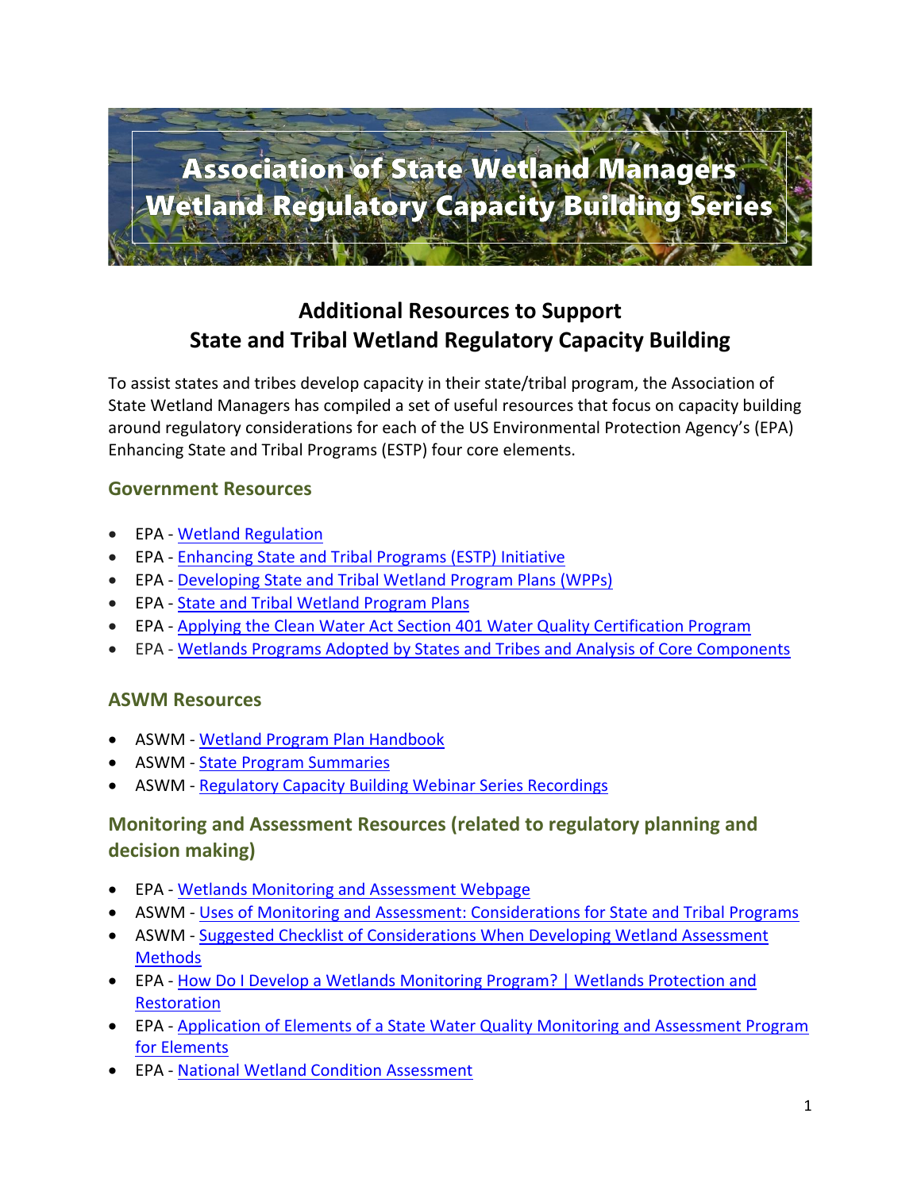# Association of State Wetland Managers Wetland Regulatory Capacity Building Series

## Additional Resources to Support State and Tribal Wetland Regulatory Capacity Building

To assist states and tribes develop capacity in their state/tribal program, the Association of State Wetland Managers has compiled a set of useful resources that focus on capacity building around regulatory considerations for each of the US Environmental Protection Agency's (EPA) Enhancing State and Tribal Programs (ESTP) four core elements.

### Government Resources

- EPA - Wetland Regulation
- EPA - Enhancing State and Tribal Programs (ESTP) Initiative
- EPA - Developing State and Tribal Wetland Program Plans (WPPs)
- EPA - State and Tribal Wetland Program Plans
- EPA - Applying the Clean Water Act Section 401 Water Quality Certification Program
- EPA - Wetlands Programs Adopted by States and Tribes and Analysis of Core Components

### ASWM Resources

- ASWM - Wetland Program Plan Handbook
- ASWM - State Program Summaries
- ASWM - Regulatory Capacity Building Webinar Series Recordings

### Monitoring and Assessment Resources (related to regulatory planning and decision making)

- EPA - Wetlands Monitoring and Assessment Webpage
- ASWM - Uses of Monitoring and Assessment: Considerations for State and Tribal Programs
- ASWM - Suggested Checklist of Considerations When Developing Wetland Assessment Methods
- EPA - How Do I Develop a Wetlands Monitoring Program? | Wetlands Protection and Restoration
- EPA - Application of Elements of a State Water Quality Monitoring and Assessment Program for Elements
- EPA - National Wetland Condition Assessment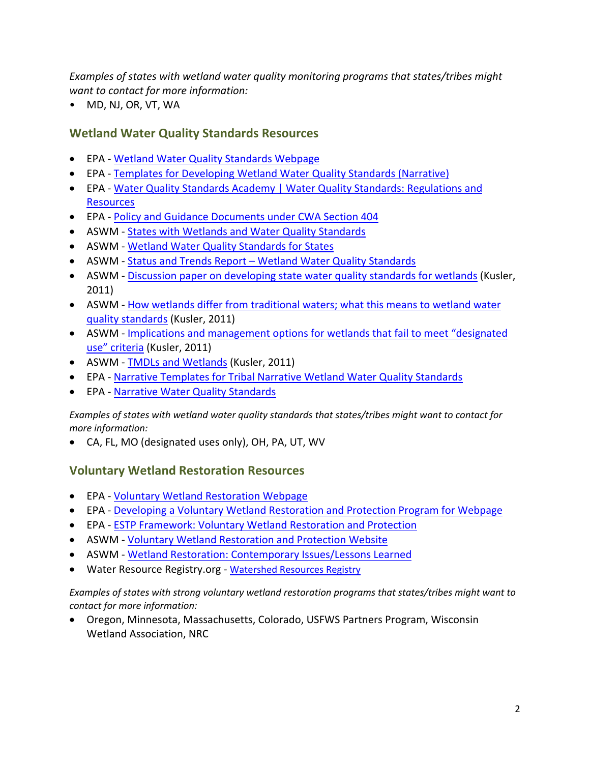*Examples of states with wetland water quality monitoring programs that states/tribes might want to contact for more information:*

- MD, NJ, OR, VT, WA

## Wetland Water Quality Standards Resources

- EPA - [Wetland Water Quality Standards Webpage]()
- EPA - [Templates for Developing Wetland Water Quality Standards (Narrative)]()
- EPA - [Water Quality Standards Academy | Water Quality Standards: Regulations and Resources]()
- EPA - [Policy and Guidance Documents under CWA Section 404]()
- ASWM - [States with Wetlands and Water Quality Standards]()
- ASWM - [Wetland Water Quality Standards for States]()
- ASWM - [Status and Trends Report – Wetland Water Quality Standards]()
- ASWM - [Discussion paper on developing state water quality standards for wetlands]() (Kusler, 2011)
- ASWM - [How wetlands differ from traditional waters; what this means to wetland water quality standards]() (Kusler, 2011)
- ASWM - [Implications and management options for wetlands that fail to meet "designated use" criteria]() (Kusler, 2011)
- ASWM - [TMDLs and Wetlands]() (Kusler, 2011)
- EPA - [Narrative Templates for Tribal Narrative Wetland Water Quality Standards]()
- EPA - [Narrative Water Quality Standards]()

*Examples of states with wetland water quality standards that states/tribes might want to contact for more information:*

- CA, FL, MO (designated uses only), OH, PA, UT, WV

## Voluntary Wetland Restoration Resources

- EPA - [Voluntary Wetland Restoration Webpage]()
- EPA - [Developing a Voluntary Wetland Restoration and Protection Program for Webpage]()
- EPA - [ESTP Framework: Voluntary Wetland Restoration and Protection]()
- ASWM - [Voluntary Wetland Restoration and Protection Website]()
- ASWM - [Wetland Restoration: Contemporary Issues/Lessons Learned]()
- Water Resource Registry.org - [Watershed Resources Registry]()

*Examples of states with strong voluntary wetland restoration programs that states/tribes might want to contact for more information:*

- Oregon, Minnesota, Massachusetts, Colorado, USFWS Partners Program, Wisconsin Wetland Association, NRC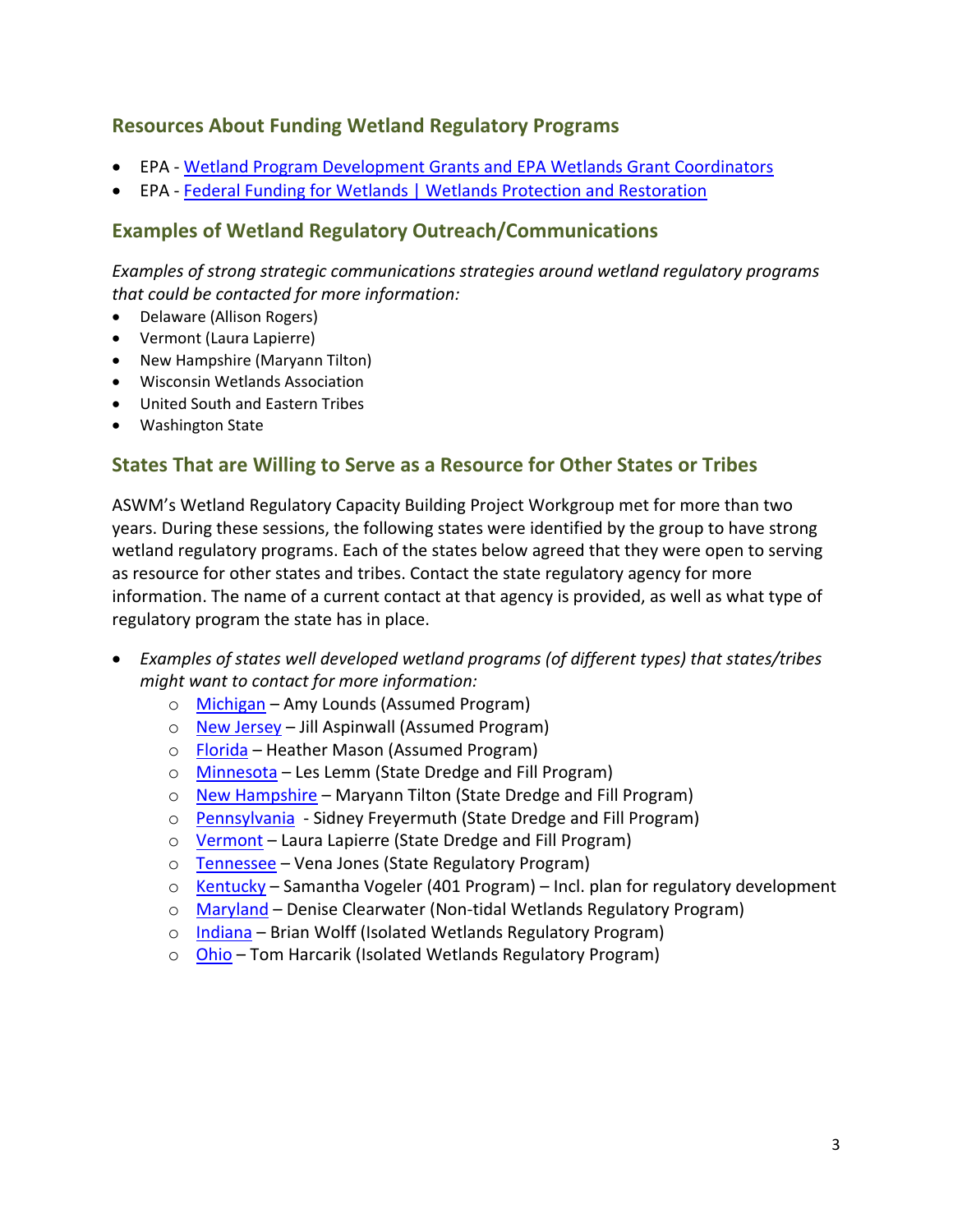## Resources About Funding Wetland Regulatory Programs

- EPA - [Wetland Program Development Grants and EPA Wetlands Grant Coordinators]
- EPA - [Federal Funding for Wetlands | Wetlands Protection and Restoration]

## Examples of Wetland Regulatory Outreach/Communications

*Examples of strong strategic communications strategies around wetland regulatory programs that could be contacted for more information:*

- Delaware (Allison Rogers)
- Vermont (Laura Lapierre)
- New Hampshire (Maryann Tilton)
- Wisconsin Wetlands Association
- United South and Eastern Tribes
- Washington State

## States That are Willing to Serve as a Resource for Other States or Tribes

ASWM's Wetland Regulatory Capacity Building Project Workgroup met for more than two years. During these sessions, the following states were identified by the group to have strong wetland regulatory programs. Each of the states below agreed that they were open to serving as resource for other states and tribes. Contact the state regulatory agency for more information. The name of a current contact at that agency is provided, as well as what type of regulatory program the state has in place.

- *Examples of states well developed wetland programs (of different types) that states/tribes might want to contact for more information:*
  - Michigan – Amy Lounds (Assumed Program)
  - New Jersey – Jill Aspinwall (Assumed Program)
  - Florida – Heather Mason (Assumed Program)
  - Minnesota – Les Lemm (State Dredge and Fill Program)
  - New Hampshire – Maryann Tilton (State Dredge and Fill Program)
  - Pennsylvania - Sidney Freyermuth (State Dredge and Fill Program)
  - Vermont – Laura Lapierre (State Dredge and Fill Program)
  - Tennessee – Vena Jones (State Regulatory Program)
  - Kentucky – Samantha Vogeler (401 Program) – Incl. plan for regulatory development
  - Maryland – Denise Clearwater (Non-tidal Wetlands Regulatory Program)
  - Indiana – Brian Wolff (Isolated Wetlands Regulatory Program)
  - Ohio – Tom Harcarik (Isolated Wetlands Regulatory Program)